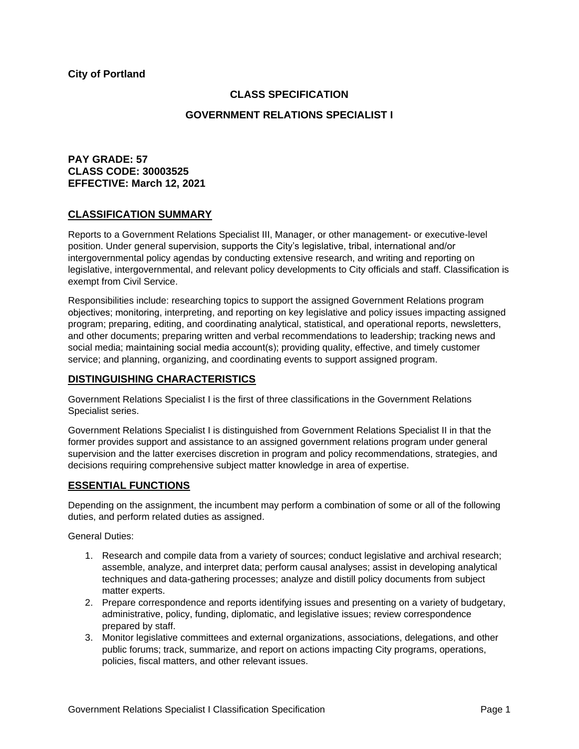**City of Portland**

# CLASS SPECIFICATION

# GOVERNMENT RELATIONS SPECIALIST I

**PAY GRADE: 57**
**CLASS CODE: 30003525**
**EFFECTIVE: March 12, 2021**

## CLASSIFICATION SUMMARY

Reports to a Government Relations Specialist III, Manager, or other management- or executive-level position. Under general supervision, supports the City's legislative, tribal, international and/or intergovernmental policy agendas by conducting extensive research, and writing and reporting on legislative, intergovernmental, and relevant policy developments to City officials and staff. Classification is exempt from Civil Service.

Responsibilities include: researching topics to support the assigned Government Relations program objectives; monitoring, interpreting, and reporting on key legislative and policy issues impacting assigned program; preparing, editing, and coordinating analytical, statistical, and operational reports, newsletters, and other documents; preparing written and verbal recommendations to leadership; tracking news and social media; maintaining social media account(s); providing quality, effective, and timely customer service; and planning, organizing, and coordinating events to support assigned program.

## DISTINGUISHING CHARACTERISTICS

Government Relations Specialist I is the first of three classifications in the Government Relations Specialist series.

Government Relations Specialist I is distinguished from Government Relations Specialist II in that the former provides support and assistance to an assigned government relations program under general supervision and the latter exercises discretion in program and policy recommendations, strategies, and decisions requiring comprehensive subject matter knowledge in area of expertise.

## ESSENTIAL FUNCTIONS

Depending on the assignment, the incumbent may perform a combination of some or all of the following duties, and perform related duties as assigned.

General Duties:

1. Research and compile data from a variety of sources; conduct legislative and archival research; assemble, analyze, and interpret data; perform causal analyses; assist in developing analytical techniques and data-gathering processes; analyze and distill policy documents from subject matter experts.
2. Prepare correspondence and reports identifying issues and presenting on a variety of budgetary, administrative, policy, funding, diplomatic, and legislative issues; review correspondence prepared by staff.
3. Monitor legislative committees and external organizations, associations, delegations, and other public forums; track, summarize, and report on actions impacting City programs, operations, policies, fiscal matters, and other relevant issues.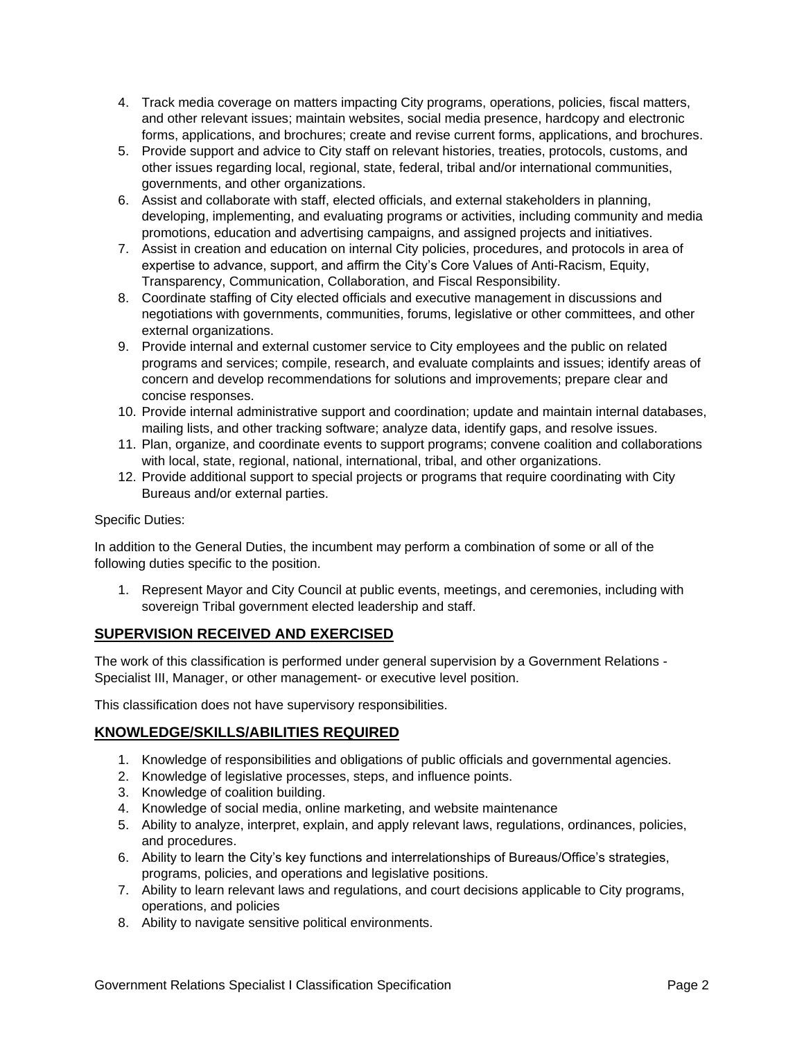4. Track media coverage on matters impacting City programs, operations, policies, fiscal matters, and other relevant issues; maintain websites, social media presence, hardcopy and electronic forms, applications, and brochures; create and revise current forms, applications, and brochures.
5. Provide support and advice to City staff on relevant histories, treaties, protocols, customs, and other issues regarding local, regional, state, federal, tribal and/or international communities, governments, and other organizations.
6. Assist and collaborate with staff, elected officials, and external stakeholders in planning, developing, implementing, and evaluating programs or activities, including community and media promotions, education and advertising campaigns, and assigned projects and initiatives.
7. Assist in creation and education on internal City policies, procedures, and protocols in area of expertise to advance, support, and affirm the City's Core Values of Anti-Racism, Equity, Transparency, Communication, Collaboration, and Fiscal Responsibility.
8. Coordinate staffing of City elected officials and executive management in discussions and negotiations with governments, communities, forums, legislative or other committees, and other external organizations.
9. Provide internal and external customer service to City employees and the public on related programs and services; compile, research, and evaluate complaints and issues; identify areas of concern and develop recommendations for solutions and improvements; prepare clear and concise responses.
10. Provide internal administrative support and coordination; update and maintain internal databases, mailing lists, and other tracking software; analyze data, identify gaps, and resolve issues.
11. Plan, organize, and coordinate events to support programs; convene coalition and collaborations with local, state, regional, national, international, tribal, and other organizations.
12. Provide additional support to special projects or programs that require coordinating with City Bureaus and/or external parties.

Specific Duties:

In addition to the General Duties, the incumbent may perform a combination of some or all of the following duties specific to the position.

1. Represent Mayor and City Council at public events, meetings, and ceremonies, including with sovereign Tribal government elected leadership and staff.

## SUPERVISION RECEIVED AND EXERCISED

The work of this classification is performed under general supervision by a Government Relations - Specialist III, Manager, or other management- or executive level position.

This classification does not have supervisory responsibilities.

## KNOWLEDGE/SKILLS/ABILITIES REQUIRED

1. Knowledge of responsibilities and obligations of public officials and governmental agencies.
2. Knowledge of legislative processes, steps, and influence points.
3. Knowledge of coalition building.
4. Knowledge of social media, online marketing, and website maintenance
5. Ability to analyze, interpret, explain, and apply relevant laws, regulations, ordinances, policies, and procedures.
6. Ability to learn the City's key functions and interrelationships of Bureaus/Office's strategies, programs, policies, and operations and legislative positions.
7. Ability to learn relevant laws and regulations, and court decisions applicable to City programs, operations, and policies
8. Ability to navigate sensitive political environments.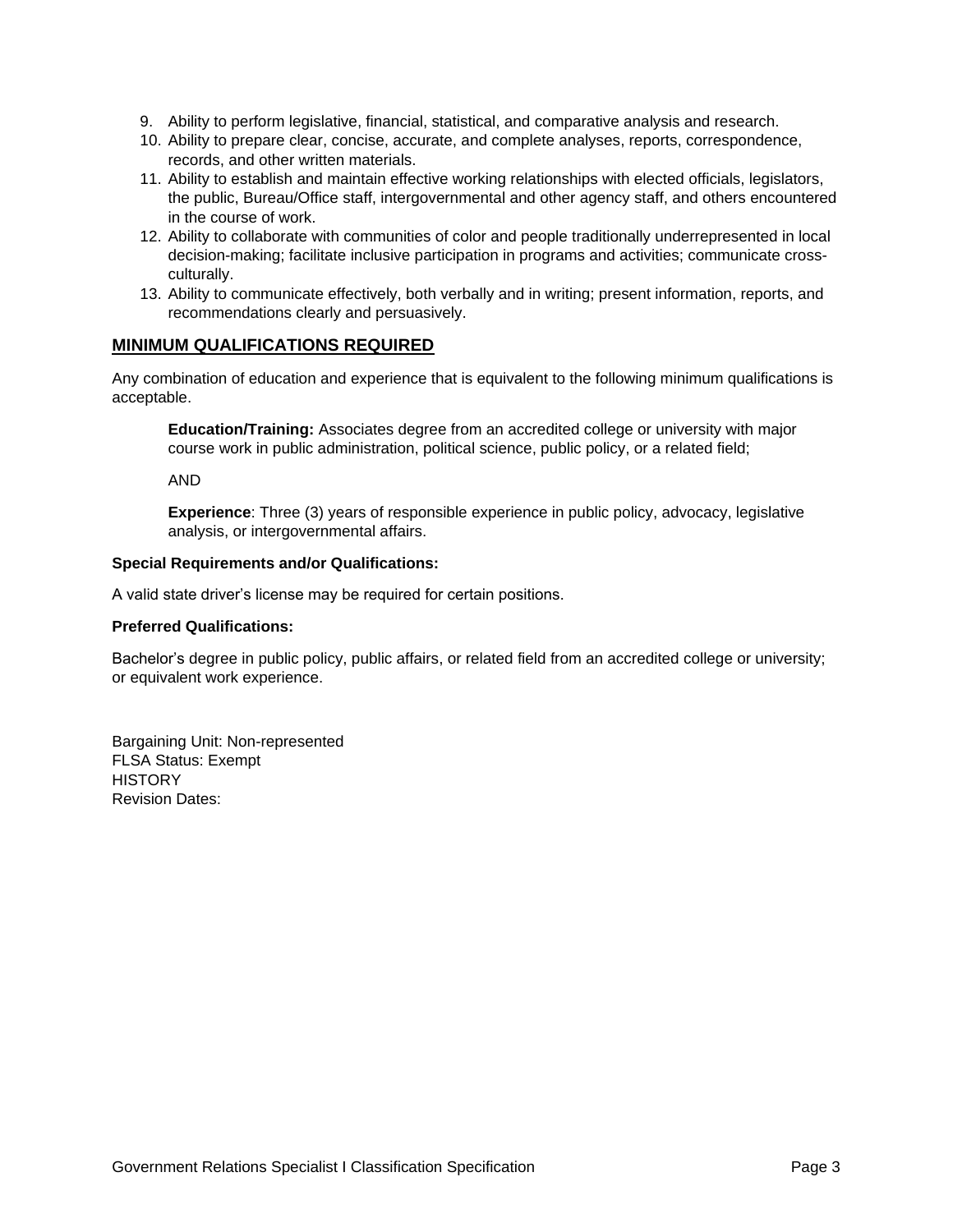9. Ability to perform legislative, financial, statistical, and comparative analysis and research.
10. Ability to prepare clear, concise, accurate, and complete analyses, reports, correspondence, records, and other written materials.
11. Ability to establish and maintain effective working relationships with elected officials, legislators, the public, Bureau/Office staff, intergovernmental and other agency staff, and others encountered in the course of work.
12. Ability to collaborate with communities of color and people traditionally underrepresented in local decision-making; facilitate inclusive participation in programs and activities; communicate cross-culturally.
13. Ability to communicate effectively, both verbally and in writing; present information, reports, and recommendations clearly and persuasively.

## MINIMUM QUALIFICATIONS REQUIRED

Any combination of education and experience that is equivalent to the following minimum qualifications is acceptable.

**Education/Training:** Associates degree from an accredited college or university with major course work in public administration, political science, public policy, or a related field;

AND

**Experience**: Three (3) years of responsible experience in public policy, advocacy, legislative analysis, or intergovernmental affairs.

**Special Requirements and/or Qualifications:**

A valid state driver's license may be required for certain positions.

**Preferred Qualifications:**

Bachelor's degree in public policy, public affairs, or related field from an accredited college or university; or equivalent work experience.

Bargaining Unit: Non-represented
FLSA Status: Exempt
HISTORY
Revision Dates: